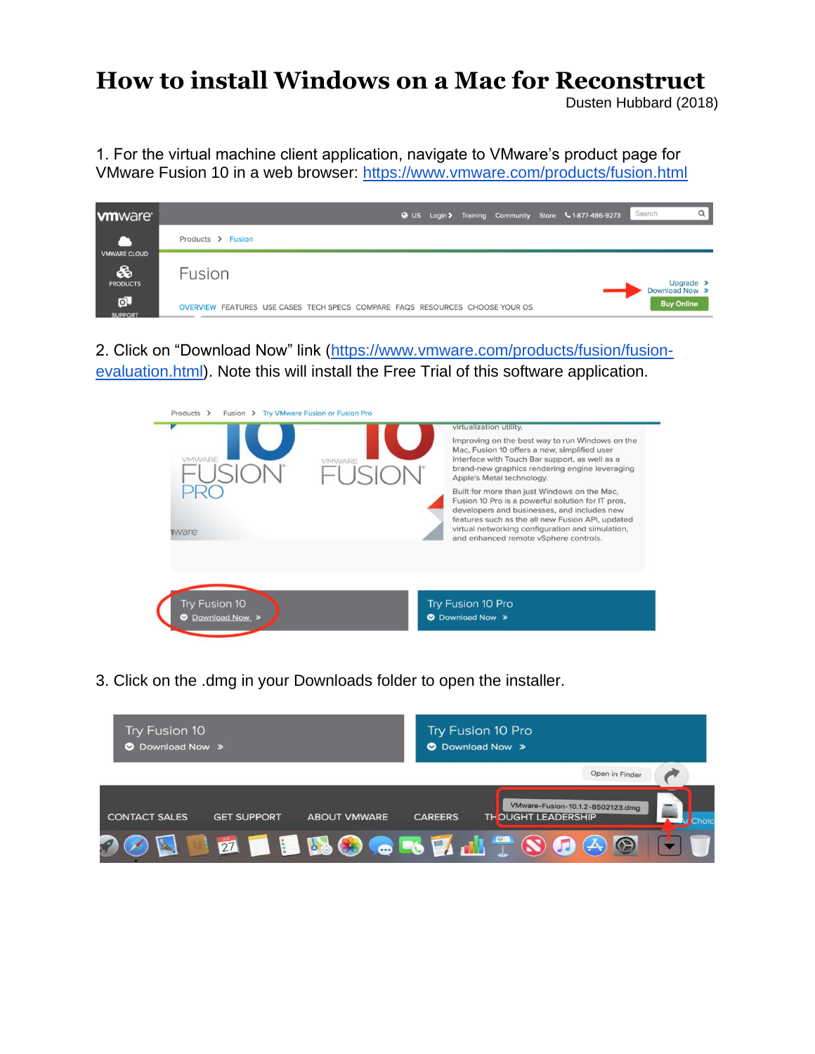# How to install Windows on a Mac for Reconstruct

Dusten Hubbard (2018)

1. For the virtual machine client application, navigate to VMware's product page for VMware Fusion 10 in a web browser: https://www.vmware.com/products/fusion.html

2. Click on "Download Now" link (https://www.vmware.com/products/fusion/fusion-evaluation.html). Note this will install the Free Trial of this software application.

3. Click on the .dmg in your Downloads folder to open the installer.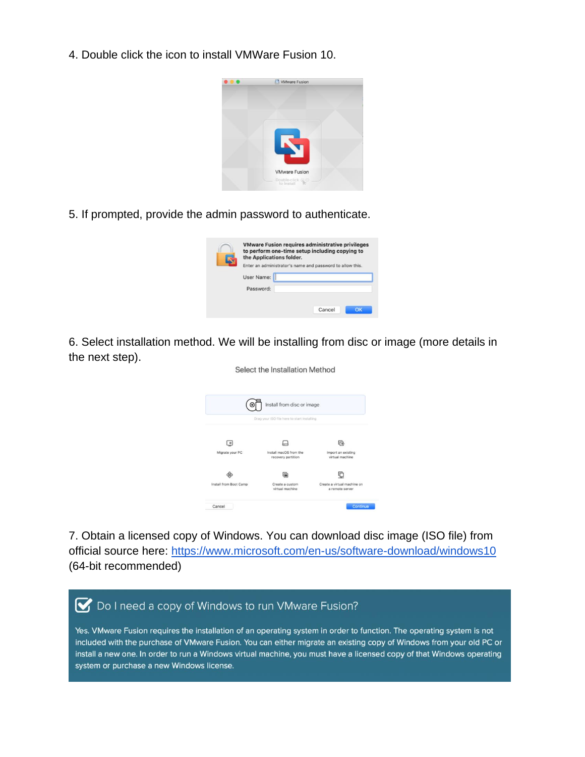4. Double click the icon to install VMWare Fusion 10.

5. If prompted, provide the admin password to authenticate.

6. Select installation method. We will be installing from disc or image (more details in the next step).

7. Obtain a licensed copy of Windows. You can download disc image (ISO file) from official source here: [https://www.microsoft.com/en-us/software-download/windows10](https://www.microsoft.com/en-us/software-download/windows10) (64-bit recommended)

> **Do I need a copy of Windows to run VMware Fusion?**
>
> Yes. VMware Fusion requires the installation of an operating system in order to function. The operating system is not included with the purchase of VMware Fusion. You can either migrate an existing copy of Windows from your old PC or install a new one. In order to run a Windows virtual machine, you must have a licensed copy of that Windows operating system or purchase a new Windows license.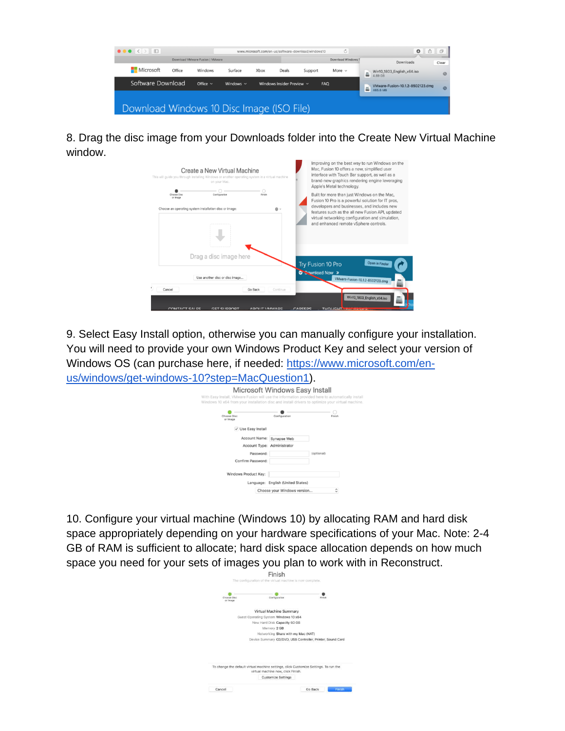8. Drag the disc image from your Downloads folder into the Create New Virtual Machine window.

9. Select Easy Install option, otherwise you can manually configure your installation. You will need to provide your own Windows Product Key and select your version of Windows OS (can purchase here, if needed: https://www.microsoft.com/en-us/windows/get-windows-10?step=MacQuestion1).

10. Configure your virtual machine (Windows 10) by allocating RAM and hard disk space appropriately depending on your hardware specifications of your Mac. Note: 2-4 GB of RAM is sufficient to allocate; hard disk space allocation depends on how much space you need for your sets of images you plan to work with in Reconstruct.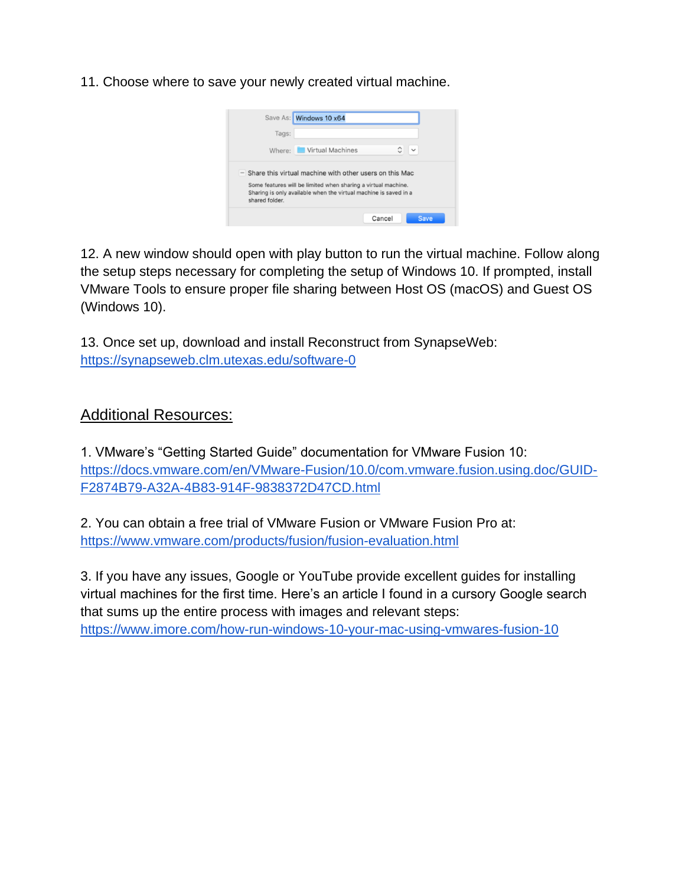11. Choose where to save your newly created virtual machine.

12. A new window should open with play button to run the virtual machine. Follow along the setup steps necessary for completing the setup of Windows 10. If prompted, install VMware Tools to ensure proper file sharing between Host OS (macOS) and Guest OS (Windows 10).

13. Once set up, download and install Reconstruct from SynapseWeb: https://synapseweb.clm.utexas.edu/software-0

## Additional Resources:

1. VMware's "Getting Started Guide" documentation for VMware Fusion 10: https://docs.vmware.com/en/VMware-Fusion/10.0/com.vmware.fusion.using.doc/GUID-F2874B79-A32A-4B83-914F-9838372D47CD.html

2. You can obtain a free trial of VMware Fusion or VMware Fusion Pro at: https://www.vmware.com/products/fusion/fusion-evaluation.html

3. If you have any issues, Google or YouTube provide excellent guides for installing virtual machines for the first time. Here's an article I found in a cursory Google search that sums up the entire process with images and relevant steps: https://www.imore.com/how-run-windows-10-your-mac-using-vmwares-fusion-10